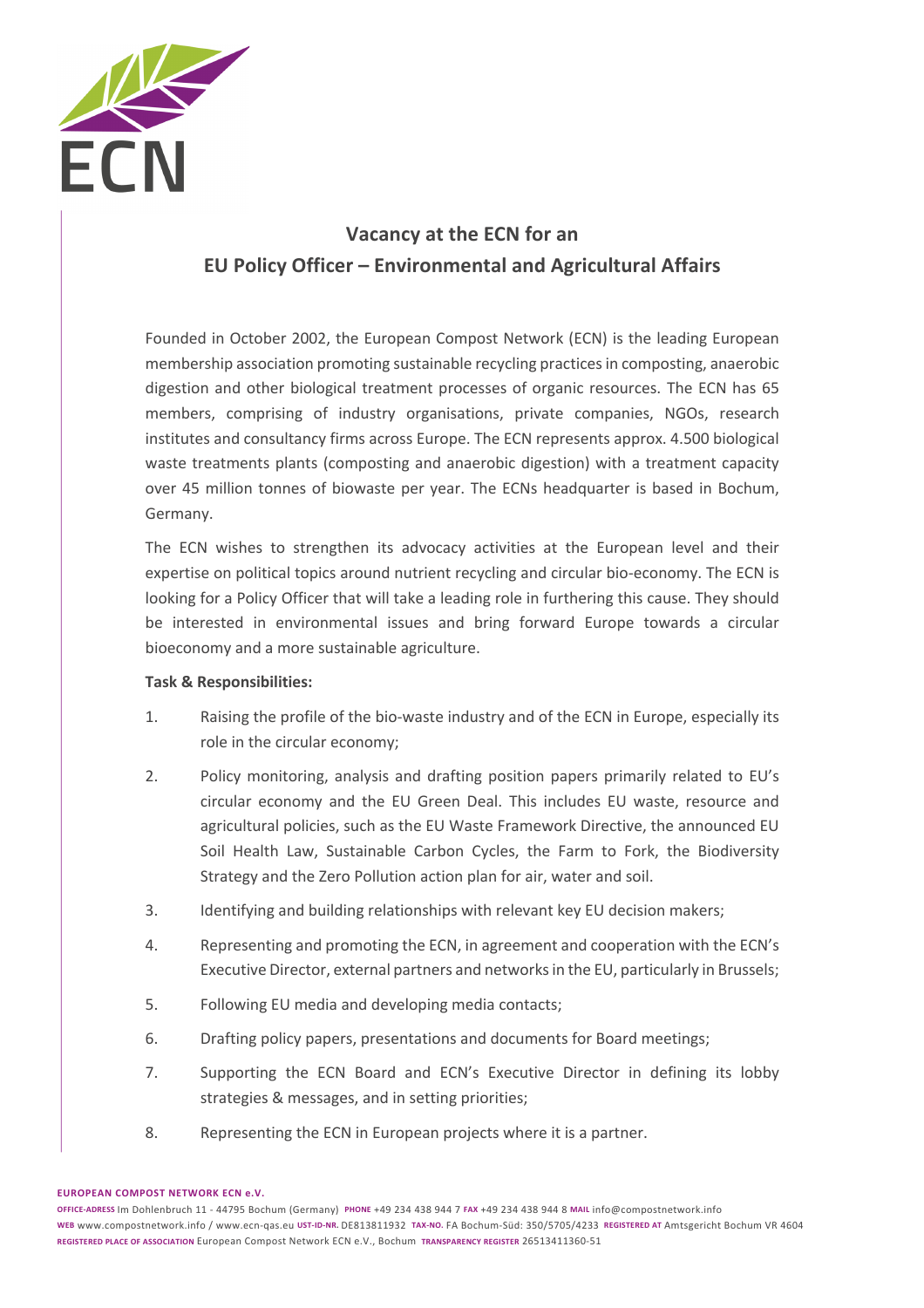# Vacancy at the ECN for an EU Policy Officer – Environmental and Agricultural Affairs

Founded in October 2002, the European Compost Network (ECN) is the leading European membership association promoting sustainable recycling practices in composting, anaerobic digestion and other biological treatment processes of organic resources. The ECN has 65 members, comprising of industry organisations, private companies, NGOs, research institutes and consultancy firms across Europe. The ECN represents approx. 4.500 biological waste treatments plants (composting and anaerobic digestion) with a treatment capacity over 45 million tonnes of biowaste per year. The ECNs headquarter is based in Bochum, Germany.

The ECN wishes to strengthen its advocacy activities at the European level and their expertise on political topics around nutrient recycling and circular bio-economy. The ECN is looking for a Policy Officer that will take a leading role in furthering this cause. They should be interested in environmental issues and bring forward Europe towards a circular bioeconomy and a more sustainable agriculture.

**Task & Responsibilities:**

1. Raising the profile of the bio-waste industry and of the ECN in Europe, especially its role in the circular economy;
2. Policy monitoring, analysis and drafting position papers primarily related to EU's circular economy and the EU Green Deal. This includes EU waste, resource and agricultural policies, such as the EU Waste Framework Directive, the announced EU Soil Health Law, Sustainable Carbon Cycles, the Farm to Fork, the Biodiversity Strategy and the Zero Pollution action plan for air, water and soil.
3. Identifying and building relationships with relevant key EU decision makers;
4. Representing and promoting the ECN, in agreement and cooperation with the ECN's Executive Director, external partners and networks in the EU, particularly in Brussels;
5. Following EU media and developing media contacts;
6. Drafting policy papers, presentations and documents for Board meetings;
7. Supporting the ECN Board and ECN's Executive Director in defining its lobby strategies & messages, and in setting priorities;
8. Representing the ECN in European projects where it is a partner.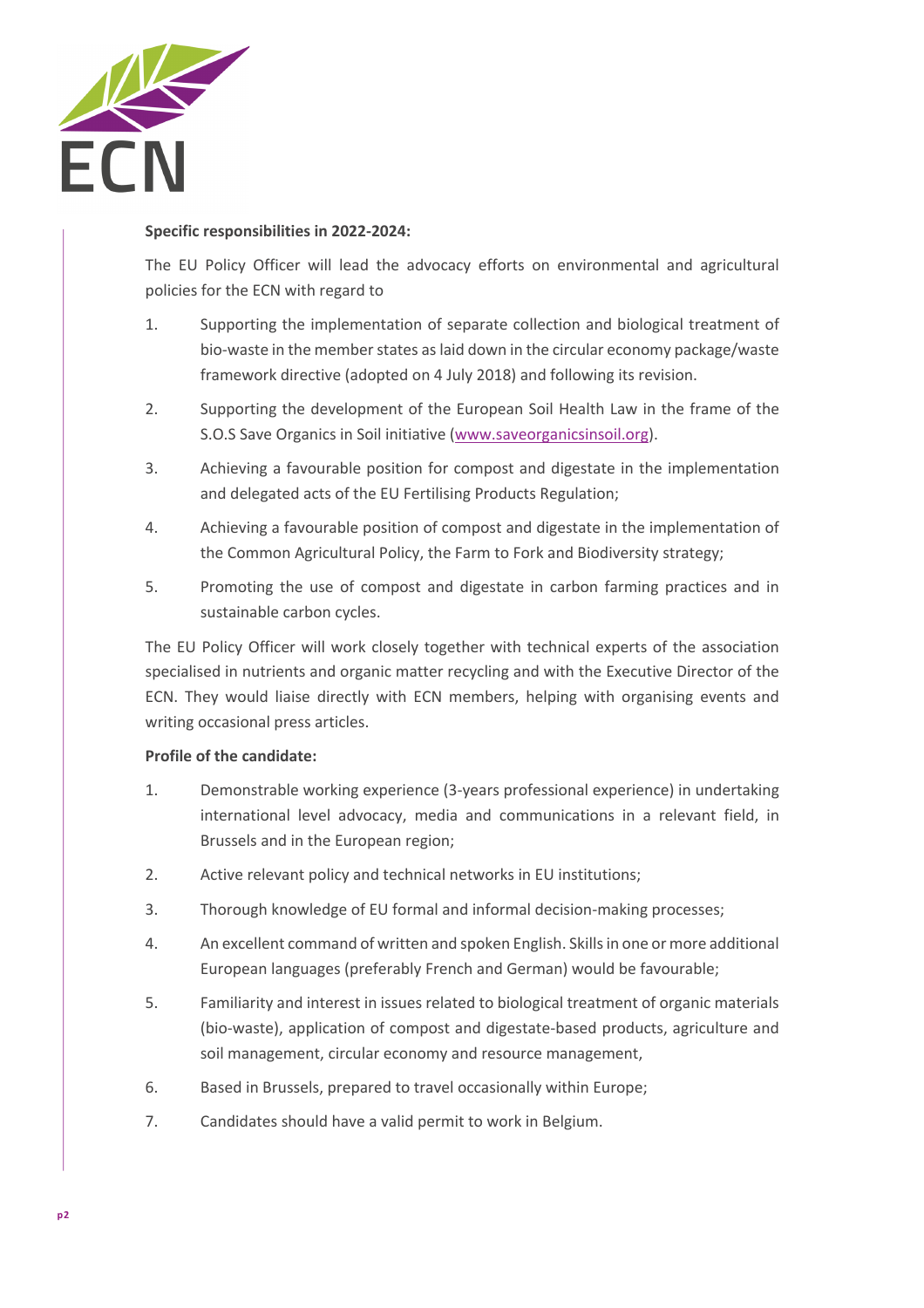**Specific responsibilities in 2022-2024:**

The EU Policy Officer will lead the advocacy efforts on environmental and agricultural policies for the ECN with regard to

1. Supporting the implementation of separate collection and biological treatment of bio-waste in the member states as laid down in the circular economy package/waste framework directive (adopted on 4 July 2018) and following its revision.
2. Supporting the development of the European Soil Health Law in the frame of the S.O.S Save Organics in Soil initiative (www.saveorganicsinsoil.org).
3. Achieving a favourable position for compost and digestate in the implementation and delegated acts of the EU Fertilising Products Regulation;
4. Achieving a favourable position of compost and digestate in the implementation of the Common Agricultural Policy, the Farm to Fork and Biodiversity strategy;
5. Promoting the use of compost and digestate in carbon farming practices and in sustainable carbon cycles.

The EU Policy Officer will work closely together with technical experts of the association specialised in nutrients and organic matter recycling and with the Executive Director of the ECN. They would liaise directly with ECN members, helping with organising events and writing occasional press articles.

**Profile of the candidate:**

1. Demonstrable working experience (3-years professional experience) in undertaking international level advocacy, media and communications in a relevant field, in Brussels and in the European region;
2. Active relevant policy and technical networks in EU institutions;
3. Thorough knowledge of EU formal and informal decision-making processes;
4. An excellent command of written and spoken English. Skills in one or more additional European languages (preferably French and German) would be favourable;
5. Familiarity and interest in issues related to biological treatment of organic materials (bio-waste), application of compost and digestate-based products, agriculture and soil management, circular economy and resource management,
6. Based in Brussels, prepared to travel occasionally within Europe;
7. Candidates should have a valid permit to work in Belgium.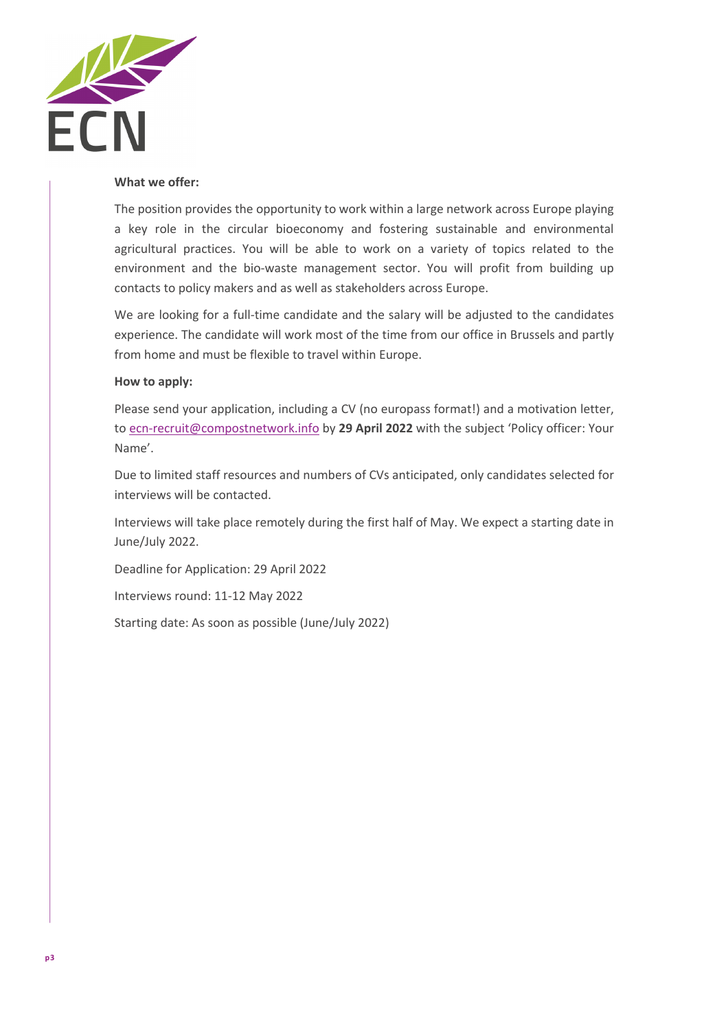**What we offer:**

The position provides the opportunity to work within a large network across Europe playing a key role in the circular bioeconomy and fostering sustainable and environmental agricultural practices. You will be able to work on a variety of topics related to the environment and the bio-waste management sector. You will profit from building up contacts to policy makers and as well as stakeholders across Europe.

We are looking for a full-time candidate and the salary will be adjusted to the candidates experience. The candidate will work most of the time from our office in Brussels and partly from home and must be flexible to travel within Europe.

**How to apply:**

Please send your application, including a CV (no europass format!) and a motivation letter, to ecn-recruit@compostnetwork.info by **29 April 2022** with the subject 'Policy officer: Your Name'.

Due to limited staff resources and numbers of CVs anticipated, only candidates selected for interviews will be contacted.

Interviews will take place remotely during the first half of May. We expect a starting date in June/July 2022.

Deadline for Application: 29 April 2022

Interviews round: 11-12 May 2022

Starting date: As soon as possible (June/July 2022)